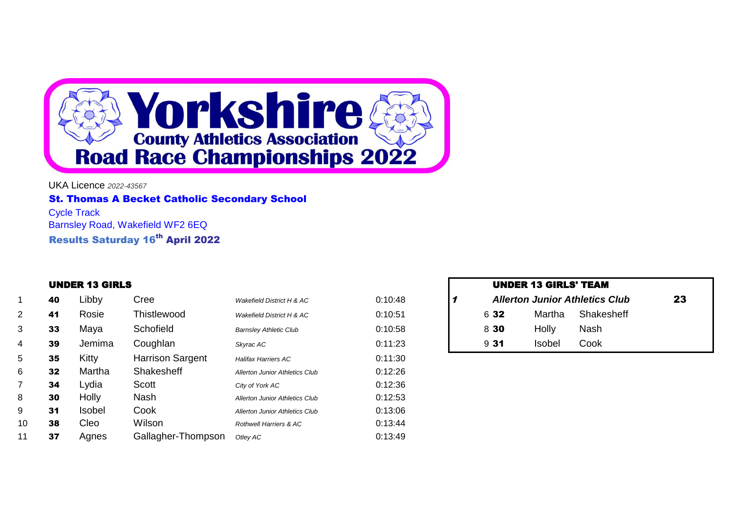# Yorkshire County Athletics Association Road Race Championships 2022

UKA Licence *2022-43567*

**St. Thomas A Becket Catholic Secondary School**

Cycle Track

Barnsley Road, Wakefield WF2 6EQ

**Results Saturday 16th April 2022**

### UNDER 13 GIRLS

| Pos | No. | First Name | Surname | Club | Time |
|---|---|---|---|---|---|
| 1 | **40** | Libby | Cree | *Wakefield District H & AC* | 0:10:48 |
| 2 | **41** | Rosie | Thistlewood | *Wakefield District H & AC* | 0:10:51 |
| 3 | **33** | Maya | Schofield | *Barnsley Athletic Club* | 0:10:58 |
| 4 | **39** | Jemima | Coughlan | *Skyrac AC* | 0:11:23 |
| 5 | **35** | Kitty | Harrison Sargent | *Halifax Harriers AC* | 0:11:30 |
| 6 | **32** | Martha | Shakesheff | *Allerton Junior Athletics Club* | 0:12:26 |
| 7 | **34** | Lydia | Scott | *City of York AC* | 0:12:36 |
| 8 | **30** | Holly | Nash | *Allerton Junior Athletics Club* | 0:12:53 |
| 9 | **31** | Isobel | Cook | *Allerton Junior Athletics Club* | 0:13:06 |
| 10 | **38** | Cleo | Wilson | *Rothwell Harriers & AC* | 0:13:44 |
| 11 | **37** | Agnes | Gallagher-Thompson | *Otley AC* | 0:13:49 |

### UNDER 13 GIRLS' TEAM

| Pos | Team | | | Points |
|---|---|---|---|---|
| ***1*** | ***Allerton Junior Athletics Club*** | | | **23** |
| 6 | **32** | Martha | Shakesheff | |
| 8 | **30** | Holly | Nash | |
| 9 | **31** | Isobel | Cook | |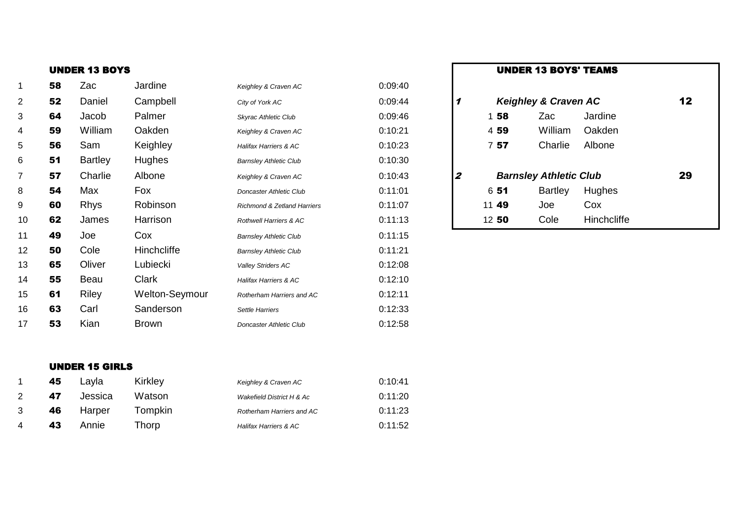## UNDER 13 BOYS

| Pos | No. | First Name | Surname | Club | Time |
|---|---|---|---|---|---|
| 1 | **58** | Zac | Jardine | *Keighley & Craven AC* | 0:09:40 |
| 2 | **52** | Daniel | Campbell | *City of York AC* | 0:09:44 |
| 3 | **64** | Jacob | Palmer | *Skyrac Athletic Club* | 0:09:46 |
| 4 | **59** | William | Oakden | *Keighley & Craven AC* | 0:10:21 |
| 5 | **56** | Sam | Keighley | *Halifax Harriers & AC* | 0:10:23 |
| 6 | **51** | Bartley | Hughes | *Barnsley Athletic Club* | 0:10:30 |
| 7 | **57** | Charlie | Albone | *Keighley & Craven AC* | 0:10:43 |
| 8 | **54** | Max | Fox | *Doncaster Athletic Club* | 0:11:01 |
| 9 | **60** | Rhys | Robinson | *Richmond & Zetland Harriers* | 0:11:07 |
| 10 | **62** | James | Harrison | *Rothwell Harriers & AC* | 0:11:13 |
| 11 | **49** | Joe | Cox | *Barnsley Athletic Club* | 0:11:15 |
| 12 | **50** | Cole | Hinchcliffe | *Barnsley Athletic Club* | 0:11:21 |
| 13 | **65** | Oliver | Lubiecki | *Valley Striders AC* | 0:12:08 |
| 14 | **55** | Beau | Clark | *Halifax Harriers & AC* | 0:12:10 |
| 15 | **61** | Riley | Welton-Seymour | *Rotherham Harriers and AC* | 0:12:11 |
| 16 | **63** | Carl | Sanderson | *Settle Harriers* | 0:12:33 |
| 17 | **53** | Kian | Brown | *Doncaster Athletic Club* | 0:12:58 |

## UNDER 13 BOYS' TEAMS

| Pos | Team / Position | No. | First Name | Surname | Points |
|---|---|---|---|---|---|
| ***1*** | ***Keighley & Craven AC*** | | | | **12** |
| | 1 | **58** | Zac | Jardine | |
| | 4 | **59** | William | Oakden | |
| | 7 | **57** | Charlie | Albone | |
| ***2*** | ***Barnsley Athletic Club*** | | | | **29** |
| | 6 | **51** | Bartley | Hughes | |
| | 11 | **49** | Joe | Cox | |
| | 12 | **50** | Cole | Hinchcliffe | |

## UNDER 15 GIRLS

| Pos | No. | First Name | Surname | Club | Time |
|---|---|---|---|---|---|
| 1 | **45** | Layla | Kirkley | *Keighley & Craven AC* | 0:10:41 |
| 2 | **47** | Jessica | Watson | *Wakefield District H & Ac* | 0:11:20 |
| 3 | **46** | Harper | Tompkin | *Rotherham Harriers and AC* | 0:11:23 |
| 4 | **43** | Annie | Thorp | *Halifax Harriers & AC* | 0:11:52 |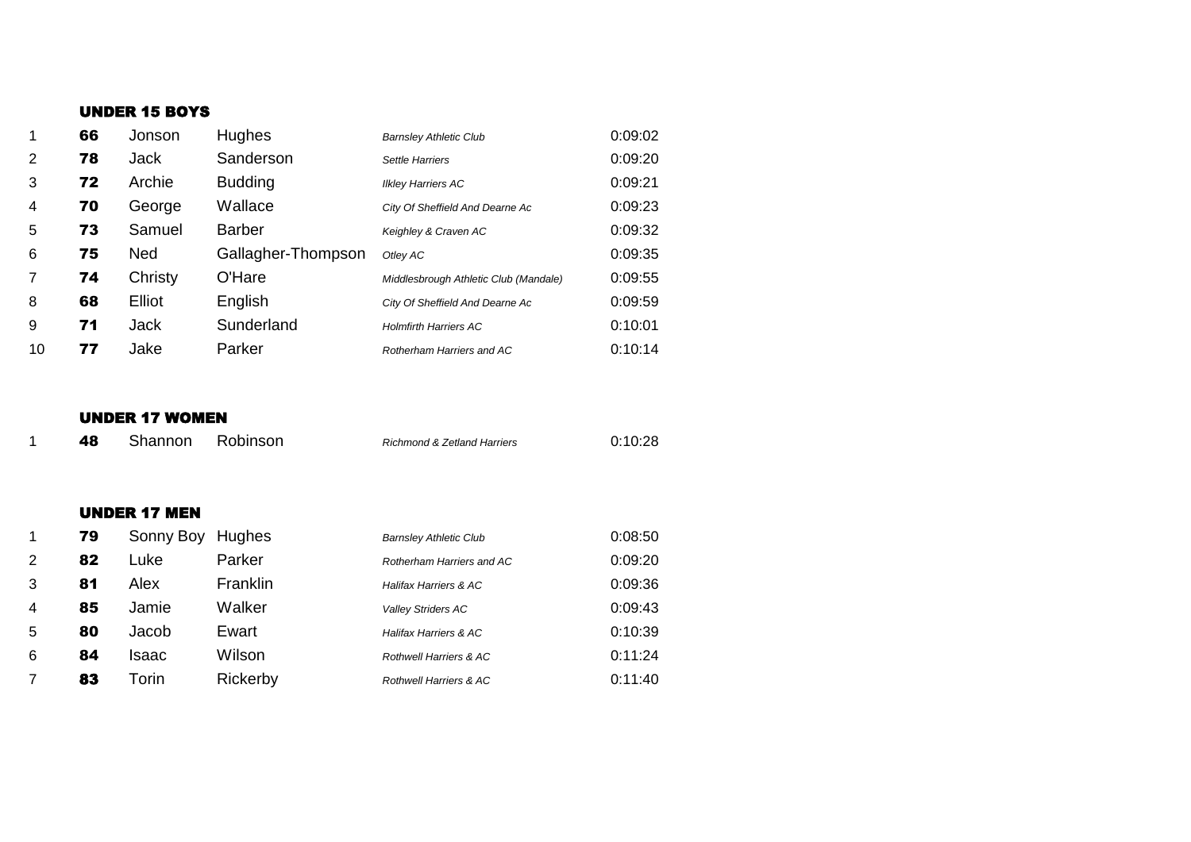## UNDER 15 BOYS

| | | | | | |
|---|---|---|---|---|---|
| 1 | **66** | Jonson | Hughes | *Barnsley Athletic Club* | 0:09:02 |
| 2 | **78** | Jack | Sanderson | *Settle Harriers* | 0:09:20 |
| 3 | **72** | Archie | Budding | *Ilkley Harriers AC* | 0:09:21 |
| 4 | **70** | George | Wallace | *City Of Sheffield And Dearne Ac* | 0:09:23 |
| 5 | **73** | Samuel | Barber | *Keighley & Craven AC* | 0:09:32 |
| 6 | **75** | Ned | Gallagher-Thompson | *Otley AC* | 0:09:35 |
| 7 | **74** | Christy | O'Hare | *Middlesbrough Athletic Club (Mandale)* | 0:09:55 |
| 8 | **68** | Elliot | English | *City Of Sheffield And Dearne Ac* | 0:09:59 |
| 9 | **71** | Jack | Sunderland | *Holmfirth Harriers AC* | 0:10:01 |
| 10 | **77** | Jake | Parker | *Rotherham Harriers and AC* | 0:10:14 |

## UNDER 17 WOMEN

| | | | | | |
|---|---|---|---|---|---|
| 1 | **48** | Shannon | Robinson | *Richmond & Zetland Harriers* | 0:10:28 |

## UNDER 17 MEN

| | | | | | |
|---|---|---|---|---|---|
| 1 | **79** | Sonny Boy | Hughes | *Barnsley Athletic Club* | 0:08:50 |
| 2 | **82** | Luke | Parker | *Rotherham Harriers and AC* | 0:09:20 |
| 3 | **81** | Alex | Franklin | *Halifax Harriers & AC* | 0:09:36 |
| 4 | **85** | Jamie | Walker | *Valley Striders AC* | 0:09:43 |
| 5 | **80** | Jacob | Ewart | *Halifax Harriers & AC* | 0:10:39 |
| 6 | **84** | Isaac | Wilson | *Rothwell Harriers & AC* | 0:11:24 |
| 7 | **83** | Torin | Rickerby | *Rothwell Harriers & AC* | 0:11:40 |